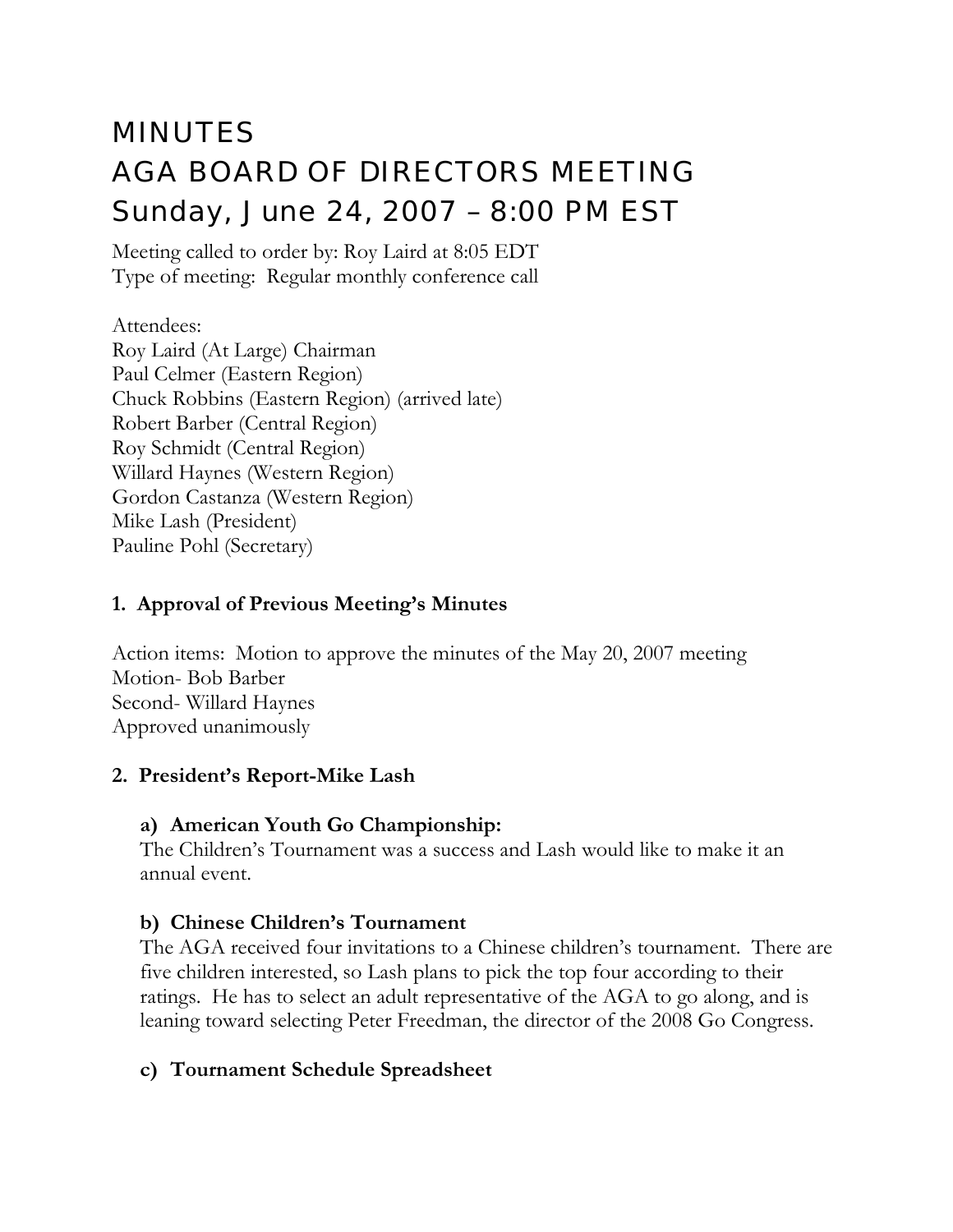# MINUTES
# AGA BOARD OF DIRECTORS MEETING
# Sunday, June 24, 2007 – 8:00 PM EST

Meeting called to order by: Roy Laird at 8:05 EDT
Type of meeting: Regular monthly conference call

Attendees:
Roy Laird (At Large) Chairman
Paul Celmer (Eastern Region)
Chuck Robbins (Eastern Region) (arrived late)
Robert Barber (Central Region)
Roy Schmidt (Central Region)
Willard Haynes (Western Region)
Gordon Castanza (Western Region)
Mike Lash (President)
Pauline Pohl (Secretary)

## 1. Approval of Previous Meeting's Minutes

Action items: Motion to approve the minutes of the May 20, 2007 meeting
Motion- Bob Barber
Second- Willard Haynes
Approved unanimously

## 2. President's Report-Mike Lash

### a) American Youth Go Championship:

The Children's Tournament was a success and Lash would like to make it an annual event.

### b) Chinese Children's Tournament

The AGA received four invitations to a Chinese children's tournament. There are five children interested, so Lash plans to pick the top four according to their ratings. He has to select an adult representative of the AGA to go along, and is leaning toward selecting Peter Freedman, the director of the 2008 Go Congress.

### c) Tournament Schedule Spreadsheet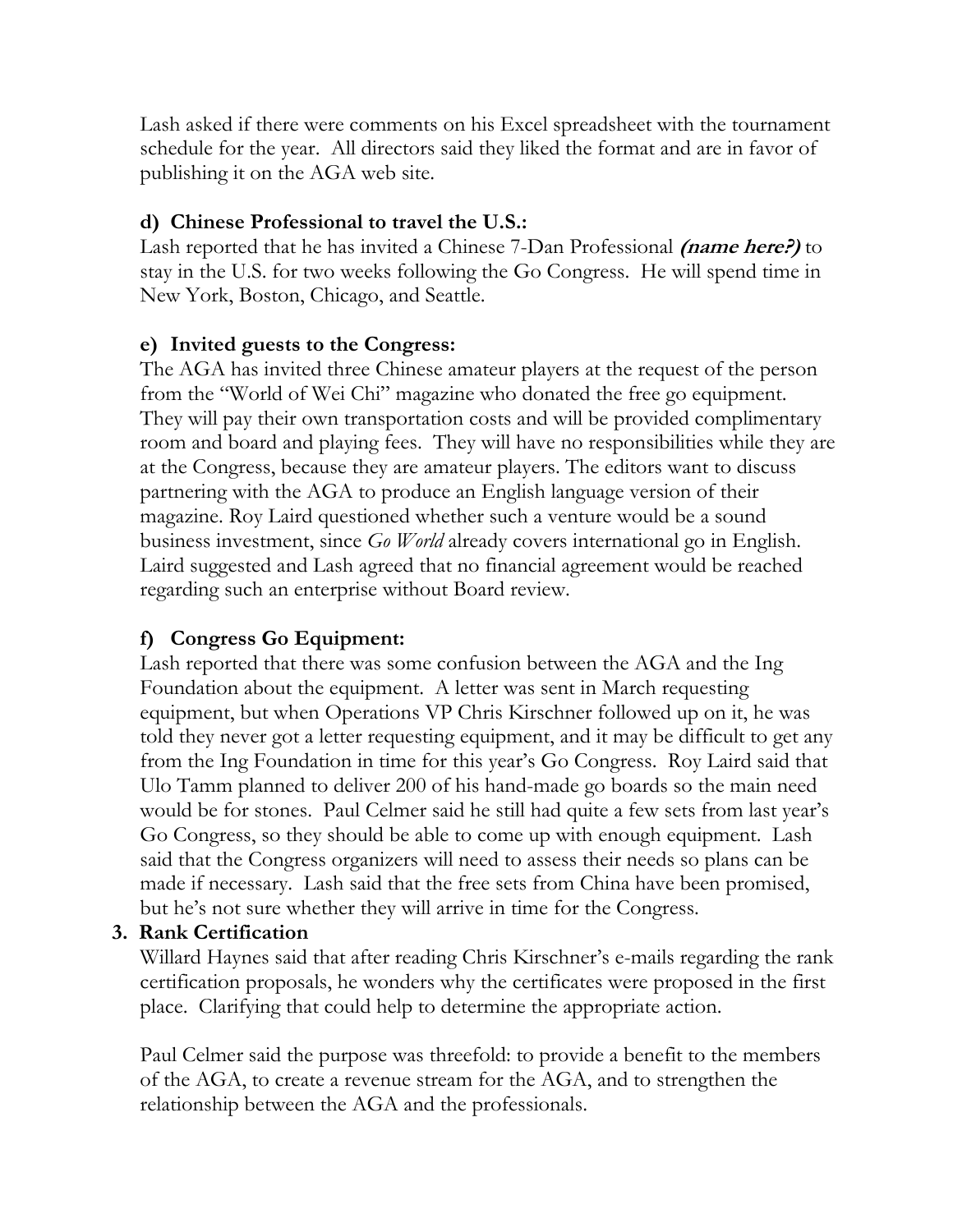Lash asked if there were comments on his Excel spreadsheet with the tournament schedule for the year. All directors said they liked the format and are in favor of publishing it on the AGA web site.

**d) Chinese Professional to travel the U.S.:**

Lash reported that he has invited a Chinese 7-Dan Professional ***(name here?)*** to stay in the U.S. for two weeks following the Go Congress. He will spend time in New York, Boston, Chicago, and Seattle.

**e) Invited guests to the Congress:**

The AGA has invited three Chinese amateur players at the request of the person from the "World of Wei Chi" magazine who donated the free go equipment. They will pay their own transportation costs and will be provided complimentary room and board and playing fees. They will have no responsibilities while they are at the Congress, because they are amateur players. The editors want to discuss partnering with the AGA to produce an English language version of their magazine. Roy Laird questioned whether such a venture would be a sound business investment, since *Go World* already covers international go in English. Laird suggested and Lash agreed that no financial agreement would be reached regarding such an enterprise without Board review.

**f) Congress Go Equipment:**

Lash reported that there was some confusion between the AGA and the Ing Foundation about the equipment. A letter was sent in March requesting equipment, but when Operations VP Chris Kirschner followed up on it, he was told they never got a letter requesting equipment, and it may be difficult to get any from the Ing Foundation in time for this year's Go Congress. Roy Laird said that Ulo Tamm planned to deliver 200 of his hand-made go boards so the main need would be for stones. Paul Celmer said he still had quite a few sets from last year's Go Congress, so they should be able to come up with enough equipment. Lash said that the Congress organizers will need to assess their needs so plans can be made if necessary. Lash said that the free sets from China have been promised, but he's not sure whether they will arrive in time for the Congress.

**3. Rank Certification**

Willard Haynes said that after reading Chris Kirschner's e-mails regarding the rank certification proposals, he wonders why the certificates were proposed in the first place. Clarifying that could help to determine the appropriate action.

Paul Celmer said the purpose was threefold: to provide a benefit to the members of the AGA, to create a revenue stream for the AGA, and to strengthen the relationship between the AGA and the professionals.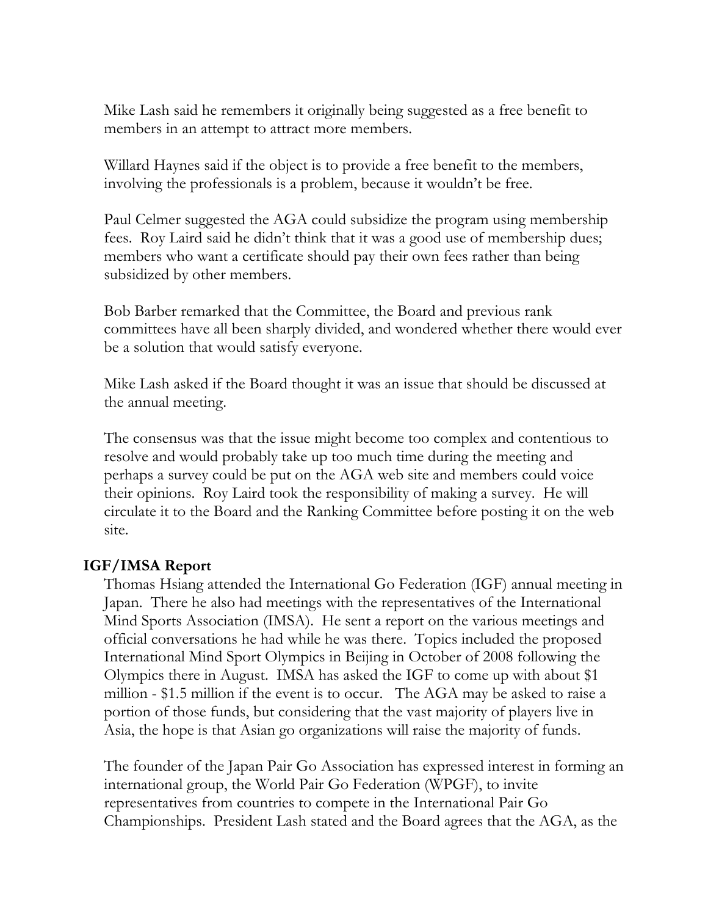Mike Lash said he remembers it originally being suggested as a free benefit to members in an attempt to attract more members.

Willard Haynes said if the object is to provide a free benefit to the members, involving the professionals is a problem, because it wouldn't be free.

Paul Celmer suggested the AGA could subsidize the program using membership fees. Roy Laird said he didn't think that it was a good use of membership dues; members who want a certificate should pay their own fees rather than being subsidized by other members.

Bob Barber remarked that the Committee, the Board and previous rank committees have all been sharply divided, and wondered whether there would ever be a solution that would satisfy everyone.

Mike Lash asked if the Board thought it was an issue that should be discussed at the annual meeting.

The consensus was that the issue might become too complex and contentious to resolve and would probably take up too much time during the meeting and perhaps a survey could be put on the AGA web site and members could voice their opinions. Roy Laird took the responsibility of making a survey. He will circulate it to the Board and the Ranking Committee before posting it on the web site.

**IGF/IMSA Report**

Thomas Hsiang attended the International Go Federation (IGF) annual meeting in Japan. There he also had meetings with the representatives of the International Mind Sports Association (IMSA). He sent a report on the various meetings and official conversations he had while he was there. Topics included the proposed International Mind Sport Olympics in Beijing in October of 2008 following the Olympics there in August. IMSA has asked the IGF to come up with about $1 million - $1.5 million if the event is to occur. The AGA may be asked to raise a portion of those funds, but considering that the vast majority of players live in Asia, the hope is that Asian go organizations will raise the majority of funds.

The founder of the Japan Pair Go Association has expressed interest in forming an international group, the World Pair Go Federation (WPGF), to invite representatives from countries to compete in the International Pair Go Championships. President Lash stated and the Board agrees that the AGA, as the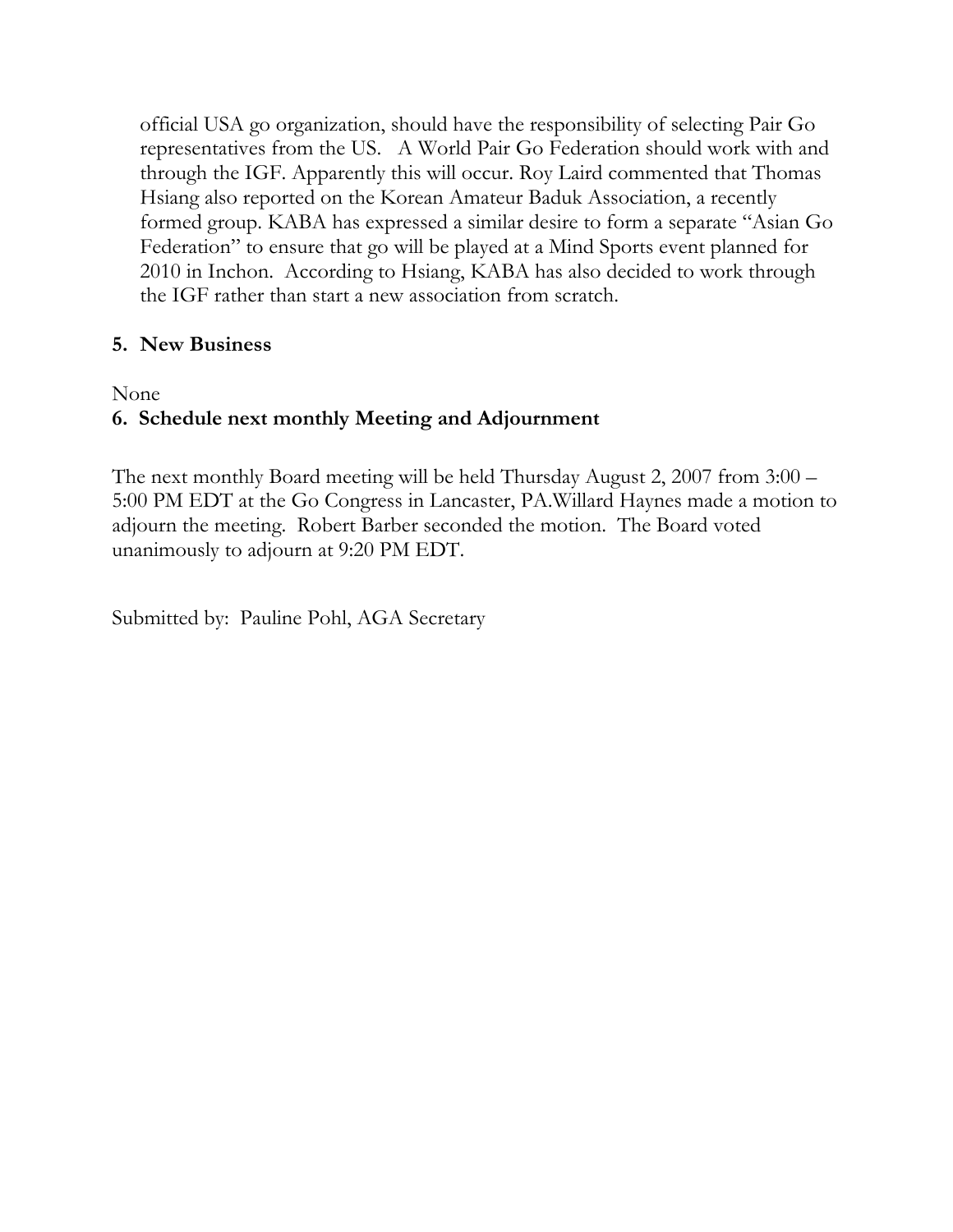official USA go organization, should have the responsibility of selecting Pair Go representatives from the US. A World Pair Go Federation should work with and through the IGF. Apparently this will occur. Roy Laird commented that Thomas Hsiang also reported on the Korean Amateur Baduk Association, a recently formed group. KABA has expressed a similar desire to form a separate "Asian Go Federation" to ensure that go will be played at a Mind Sports event planned for 2010 in Inchon. According to Hsiang, KABA has also decided to work through the IGF rather than start a new association from scratch.

**5. New Business**

None

**6. Schedule next monthly Meeting and Adjournment**

The next monthly Board meeting will be held Thursday August 2, 2007 from 3:00 – 5:00 PM EDT at the Go Congress in Lancaster, PA.Willard Haynes made a motion to adjourn the meeting. Robert Barber seconded the motion. The Board voted unanimously to adjourn at 9:20 PM EDT.

Submitted by: Pauline Pohl, AGA Secretary